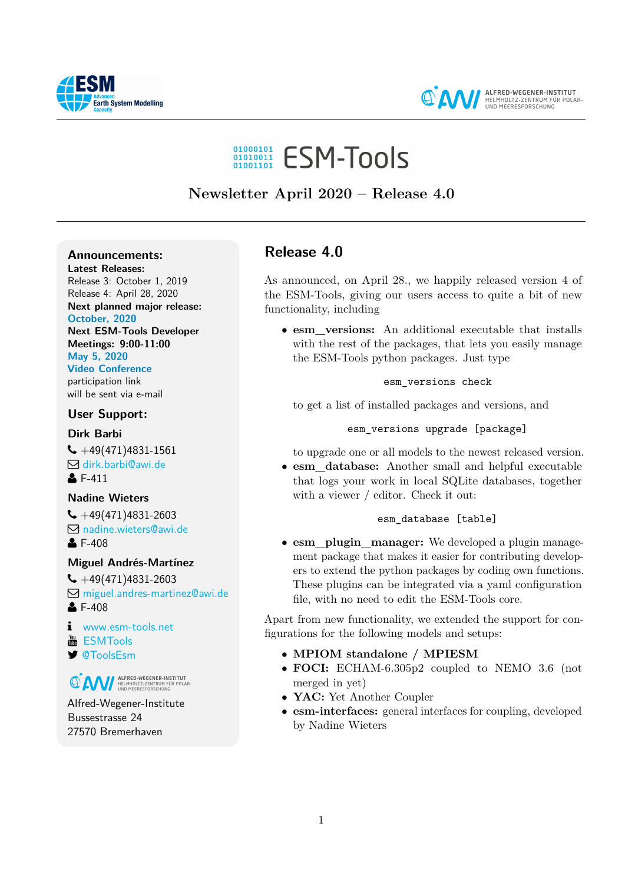# ESM-Tools

## Newsletter April 2020 – Release 4.0

### Announcements:

**Latest Releases:**
Release 3: October 1, 2019
Release 4: April 28, 2020

**Next planned major release:**
October, 2020

**Next ESM-Tools Developer Meetings: 9:00-11:00**
May 5, 2020
Video Conference
participation link
will be sent via e-mail

### User Support:

**Dirk Barbi**
+49(471)4831-1561
dirk.barbi@awi.de
F-411

**Nadine Wieters**
+49(471)4831-2603
nadine.wieters@awi.de
F-408

**Miguel Andrés-Martínez**
+49(471)4831-2603
miguel.andres-martinez@awi.de
F-408

www.esm-tools.net
ESMTools
@ToolsEsm

Alfred-Wegener-Institute
Bussestrasse 24
27570 Bremerhaven

## Release 4.0

As announced, on April 28., we happily released version 4 of the ESM-Tools, giving our users access to quite a bit of new functionality, including

- **esm_versions:** An additional executable that installs with the rest of the packages, that lets you easily manage the ESM-Tools python packages. Just type

  ```
  esm_versions check
  ```

  to get a list of installed packages and versions, and

  ```
  esm_versions upgrade [package]
  ```

  to upgrade one or all models to the newest released version.
- **esm_database:** Another small and helpful executable that logs your work in local SQLite databases, together with a viewer / editor. Check it out:

  ```
  esm_database [table]
  ```

- **esm_plugin_manager:** We developed a plugin management package that makes it easier for contributing developers to extend the python packages by coding own functions. These plugins can be integrated via a yaml configuration file, with no need to edit the ESM-Tools core.

Apart from new functionality, we extended the support for configurations for the following models and setups:

- **MPIOM standalone / MPIESM**
- **FOCI:** ECHAM-6.305p2 coupled to NEMO 3.6 (not merged in yet)
- **YAC:** Yet Another Coupler
- **esm-interfaces:** general interfaces for coupling, developed by Nadine Wieters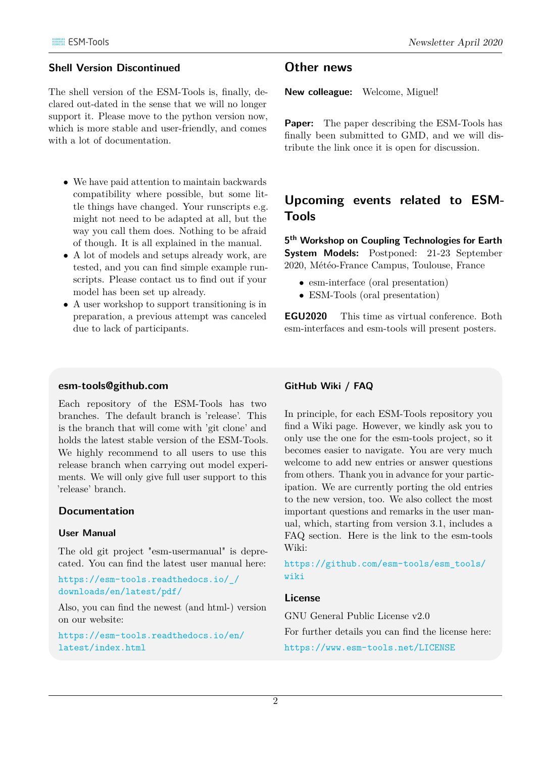### Shell Version Discontinued

The shell version of the ESM-Tools is, finally, declared out-dated in the sense that we will no longer support it. Please move to the python version now, which is more stable and user-friendly, and comes with a lot of documentation.

- We have paid attention to maintain backwards compatibility where possible, but some little things have changed. Your runscripts e.g. might not need to be adapted at all, but the way you call them does. Nothing to be afraid of though. It is all explained in the manual.
- A lot of models and setups already work, are tested, and you can find simple example runscripts. Please contact us to find out if your model has been set up already.
- A user workshop to support transitioning is in preparation, a previous attempt was canceled due to lack of participants.

## Other news

**New colleague:** Welcome, Miguel!

**Paper:** The paper describing the ESM-Tools has finally been submitted to GMD, and we will distribute the link once it is open for discussion.

## Upcoming events related to ESM-Tools

**5th Workshop on Coupling Technologies for Earth System Models:** Postponed: 21-23 September 2020, Météo-France Campus, Toulouse, France

- esm-interface (oral presentation)
- ESM-Tools (oral presentation)

**EGU2020** This time as virtual conference. Both esm-interfaces and esm-tools will present posters.

### esm-tools@github.com

Each repository of the ESM-Tools has two branches. The default branch is 'release'. This is the branch that will come with 'git clone' and holds the latest stable version of the ESM-Tools. We highly recommend to all users to use this release branch when carrying out model experiments. We will only give full user support to this 'release' branch.

### Documentation

#### User Manual

The old git project "esm-usermanual" is deprecated. You can find the latest user manual here:

https://esm-tools.readthedocs.io/_/downloads/en/latest/pdf/

Also, you can find the newest (and html-) version on our website:

https://esm-tools.readthedocs.io/en/latest/index.html

### GitHub Wiki / FAQ

In principle, for each ESM-Tools repository you find a Wiki page. However, we kindly ask you to only use the one for the esm-tools project, so it becomes easier to navigate. You are very much welcome to add new entries or answer questions from others. Thank you in advance for your participation. We are currently porting the old entries to the new version, too. We also collect the most important questions and remarks in the user manual, which, starting from version 3.1, includes a FAQ section. Here is the link to the esm-tools Wiki:

https://github.com/esm-tools/esm_tools/wiki

### License

GNU General Public License v2.0

For further details you can find the license here:

https://www.esm-tools.net/LICENSE